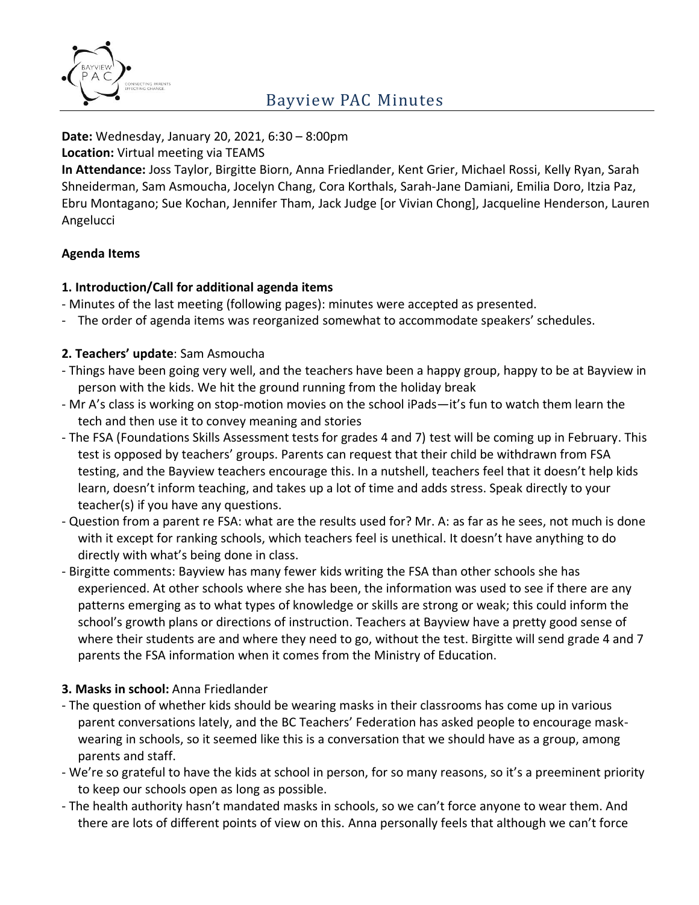# Bayview PAC Minutes

**Date:** Wednesday, January 20, 2021, 6:30 – 8:00pm
**Location:** Virtual meeting via TEAMS
**In Attendance:** Joss Taylor, Birgitte Biorn, Anna Friedlander, Kent Grier, Michael Rossi, Kelly Ryan, Sarah Shneiderman, Sam Asmoucha, Jocelyn Chang, Cora Korthals, Sarah-Jane Damiani, Emilia Doro, Itzia Paz, Ebru Montagano; Sue Kochan, Jennifer Tham, Jack Judge [or Vivian Chong], Jacqueline Henderson, Lauren Angelucci

**Agenda Items**

**1. Introduction/Call for additional agenda items**

- Minutes of the last meeting (following pages): minutes were accepted as presented.
- The order of agenda items was reorganized somewhat to accommodate speakers' schedules.

**2. Teachers' update**: Sam Asmoucha

- Things have been going very well, and the teachers have been a happy group, happy to be at Bayview in person with the kids. We hit the ground running from the holiday break
- Mr A's class is working on stop-motion movies on the school iPads—it's fun to watch them learn the tech and then use it to convey meaning and stories
- The FSA (Foundations Skills Assessment tests for grades 4 and 7) test will be coming up in February. This test is opposed by teachers' groups. Parents can request that their child be withdrawn from FSA testing, and the Bayview teachers encourage this. In a nutshell, teachers feel that it doesn't help kids learn, doesn't inform teaching, and takes up a lot of time and adds stress. Speak directly to your teacher(s) if you have any questions.
- Question from a parent re FSA: what are the results used for? Mr. A: as far as he sees, not much is done with it except for ranking schools, which teachers feel is unethical. It doesn't have anything to do directly with what's being done in class.
- Birgitte comments: Bayview has many fewer kids writing the FSA than other schools she has experienced. At other schools where she has been, the information was used to see if there are any patterns emerging as to what types of knowledge or skills are strong or weak; this could inform the school's growth plans or directions of instruction. Teachers at Bayview have a pretty good sense of where their students are and where they need to go, without the test. Birgitte will send grade 4 and 7 parents the FSA information when it comes from the Ministry of Education.

**3. Masks in school:** Anna Friedlander

- The question of whether kids should be wearing masks in their classrooms has come up in various parent conversations lately, and the BC Teachers' Federation has asked people to encourage mask-wearing in schools, so it seemed like this is a conversation that we should have as a group, among parents and staff.
- We're so grateful to have the kids at school in person, for so many reasons, so it's a preeminent priority to keep our schools open as long as possible.
- The health authority hasn't mandated masks in schools, so we can't force anyone to wear them. And there are lots of different points of view on this. Anna personally feels that although we can't force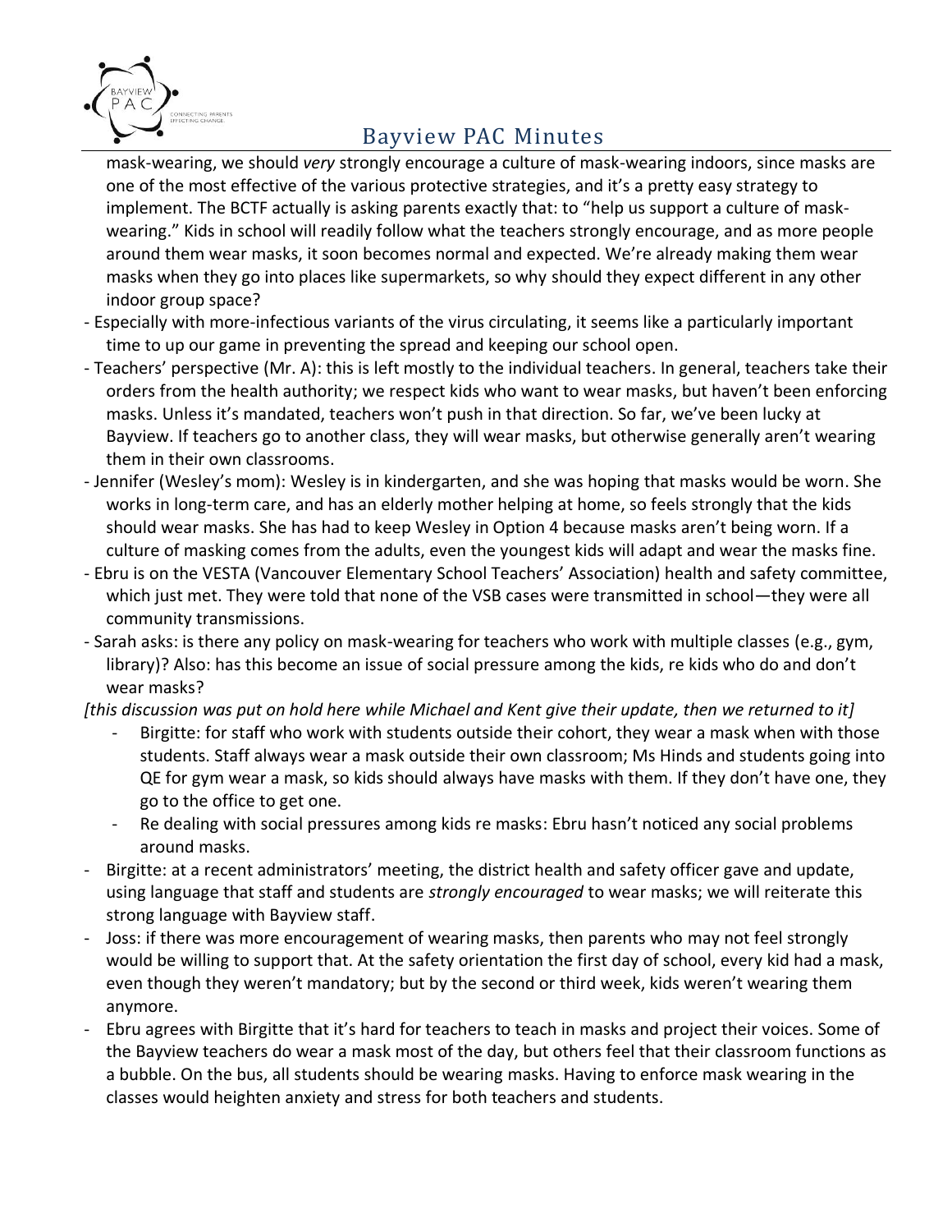mask-wearing, we should *very* strongly encourage a culture of mask-wearing indoors, since masks are one of the most effective of the various protective strategies, and it's a pretty easy strategy to implement. The BCTF actually is asking parents exactly that: to "help us support a culture of mask-wearing." Kids in school will readily follow what the teachers strongly encourage, and as more people around them wear masks, it soon becomes normal and expected. We're already making them wear masks when they go into places like supermarkets, so why should they expect different in any other indoor group space?

- Especially with more-infectious variants of the virus circulating, it seems like a particularly important time to up our game in preventing the spread and keeping our school open.
- Teachers' perspective (Mr. A): this is left mostly to the individual teachers. In general, teachers take their orders from the health authority; we respect kids who want to wear masks, but haven't been enforcing masks. Unless it's mandated, teachers won't push in that direction. So far, we've been lucky at Bayview. If teachers go to another class, they will wear masks, but otherwise generally aren't wearing them in their own classrooms.
- Jennifer (Wesley's mom): Wesley is in kindergarten, and she was hoping that masks would be worn. She works in long-term care, and has an elderly mother helping at home, so feels strongly that the kids should wear masks. She has had to keep Wesley in Option 4 because masks aren't being worn. If a culture of masking comes from the adults, even the youngest kids will adapt and wear the masks fine.
- Ebru is on the VESTA (Vancouver Elementary School Teachers' Association) health and safety committee, which just met. They were told that none of the VSB cases were transmitted in school—they were all community transmissions.
- Sarah asks: is there any policy on mask-wearing for teachers who work with multiple classes (e.g., gym, library)? Also: has this become an issue of social pressure among the kids, re kids who do and don't wear masks?

*[this discussion was put on hold here while Michael and Kent give their update, then we returned to it]*

  - Birgitte: for staff who work with students outside their cohort, they wear a mask when with those students. Staff always wear a mask outside their own classroom; Ms Hinds and students going into QE for gym wear a mask, so kids should always have masks with them. If they don't have one, they go to the office to get one.
  - Re dealing with social pressures among kids re masks: Ebru hasn't noticed any social problems around masks.

- Birgitte: at a recent administrators' meeting, the district health and safety officer gave and update, using language that staff and students are *strongly encouraged* to wear masks; we will reiterate this strong language with Bayview staff.
- Joss: if there was more encouragement of wearing masks, then parents who may not feel strongly would be willing to support that. At the safety orientation the first day of school, every kid had a mask, even though they weren't mandatory; but by the second or third week, kids weren't wearing them anymore.
- Ebru agrees with Birgitte that it's hard for teachers to teach in masks and project their voices. Some of the Bayview teachers do wear a mask most of the day, but others feel that their classroom functions as a bubble. On the bus, all students should be wearing masks. Having to enforce mask wearing in the classes would heighten anxiety and stress for both teachers and students.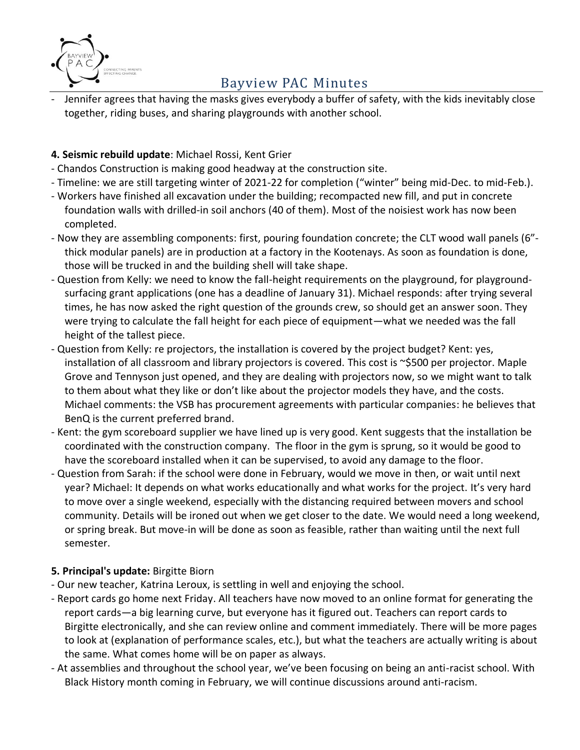- Jennifer agrees that having the masks gives everybody a buffer of safety, with the kids inevitably close together, riding buses, and sharing playgrounds with another school.

**4. Seismic rebuild update**: Michael Rossi, Kent Grier

- Chandos Construction is making good headway at the construction site.
- Timeline: we are still targeting winter of 2021-22 for completion ("winter" being mid-Dec. to mid-Feb.).
- Workers have finished all excavation under the building; recompacted new fill, and put in concrete foundation walls with drilled-in soil anchors (40 of them). Most of the noisiest work has now been completed.
- Now they are assembling components: first, pouring foundation concrete; the CLT wood wall panels (6"-thick modular panels) are in production at a factory in the Kootenays. As soon as foundation is done, those will be trucked in and the building shell will take shape.
- Question from Kelly: we need to know the fall-height requirements on the playground, for playground-surfacing grant applications (one has a deadline of January 31). Michael responds: after trying several times, he has now asked the right question of the grounds crew, so should get an answer soon. They were trying to calculate the fall height for each piece of equipment—what we needed was the fall height of the tallest piece.
- Question from Kelly: re projectors, the installation is covered by the project budget? Kent: yes, installation of all classroom and library projectors is covered. This cost is ~$500 per projector. Maple Grove and Tennyson just opened, and they are dealing with projectors now, so we might want to talk to them about what they like or don't like about the projector models they have, and the costs. Michael comments: the VSB has procurement agreements with particular companies: he believes that BenQ is the current preferred brand.
- Kent: the gym scoreboard supplier we have lined up is very good. Kent suggests that the installation be coordinated with the construction company. The floor in the gym is sprung, so it would be good to have the scoreboard installed when it can be supervised, to avoid any damage to the floor.
- Question from Sarah: if the school were done in February, would we move in then, or wait until next year? Michael: It depends on what works educationally and what works for the project. It's very hard to move over a single weekend, especially with the distancing required between movers and school community. Details will be ironed out when we get closer to the date. We would need a long weekend, or spring break. But move-in will be done as soon as feasible, rather than waiting until the next full semester.

**5. Principal's update:** Birgitte Biorn

- Our new teacher, Katrina Leroux, is settling in well and enjoying the school.
- Report cards go home next Friday. All teachers have now moved to an online format for generating the report cards—a big learning curve, but everyone has it figured out. Teachers can report cards to Birgitte electronically, and she can review online and comment immediately. There will be more pages to look at (explanation of performance scales, etc.), but what the teachers are actually writing is about the same. What comes home will be on paper as always.
- At assemblies and throughout the school year, we've been focusing on being an anti-racist school. With Black History month coming in February, we will continue discussions around anti-racism.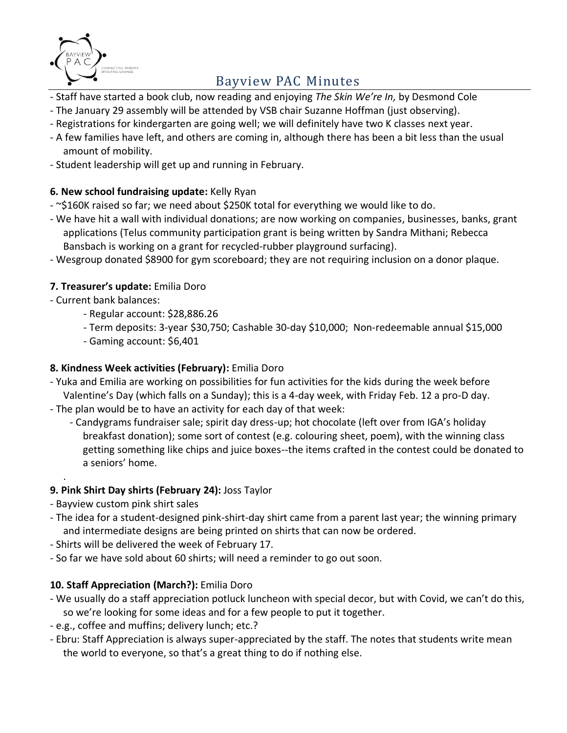- Staff have started a book club, now reading and enjoying *The Skin We're In,* by Desmond Cole
- The January 29 assembly will be attended by VSB chair Suzanne Hoffman (just observing).
- Registrations for kindergarten are going well; we will definitely have two K classes next year.
- A few families have left, and others are coming in, although there has been a bit less than the usual amount of mobility.
- Student leadership will get up and running in February.

**6. New school fundraising update:** Kelly Ryan

- ~$160K raised so far; we need about $250K total for everything we would like to do.
- We have hit a wall with individual donations; are now working on companies, businesses, banks, grant applications (Telus community participation grant is being written by Sandra Mithani; Rebecca Bansbach is working on a grant for recycled-rubber playground surfacing).
- Wesgroup donated $8900 for gym scoreboard; they are not requiring inclusion on a donor plaque.

**7. Treasurer's update:** Emilia Doro

- Current bank balances:
    - Regular account: $28,886.26
    - Term deposits: 3-year $30,750; Cashable 30-day $10,000; Non-redeemable annual $15,000
    - Gaming account: $6,401

**8. Kindness Week activities (February):** Emilia Doro

- Yuka and Emilia are working on possibilities for fun activities for the kids during the week before Valentine's Day (which falls on a Sunday); this is a 4-day week, with Friday Feb. 12 a pro-D day.
- The plan would be to have an activity for each day of that week:
    - Candygrams fundraiser sale; spirit day dress-up; hot chocolate (left over from IGA's holiday breakfast donation); some sort of contest (e.g. colouring sheet, poem), with the winning class getting something like chips and juice boxes--the items crafted in the contest could be donated to a seniors' home.

.

**9. Pink Shirt Day shirts (February 24):** Joss Taylor

- Bayview custom pink shirt sales
- The idea for a student-designed pink-shirt-day shirt came from a parent last year; the winning primary and intermediate designs are being printed on shirts that can now be ordered.
- Shirts will be delivered the week of February 17.
- So far we have sold about 60 shirts; will need a reminder to go out soon.

**10. Staff Appreciation (March?):** Emilia Doro

- We usually do a staff appreciation potluck luncheon with special decor, but with Covid, we can't do this, so we're looking for some ideas and for a few people to put it together.
- e.g., coffee and muffins; delivery lunch; etc.?
- Ebru: Staff Appreciation is always super-appreciated by the staff. The notes that students write mean the world to everyone, so that's a great thing to do if nothing else.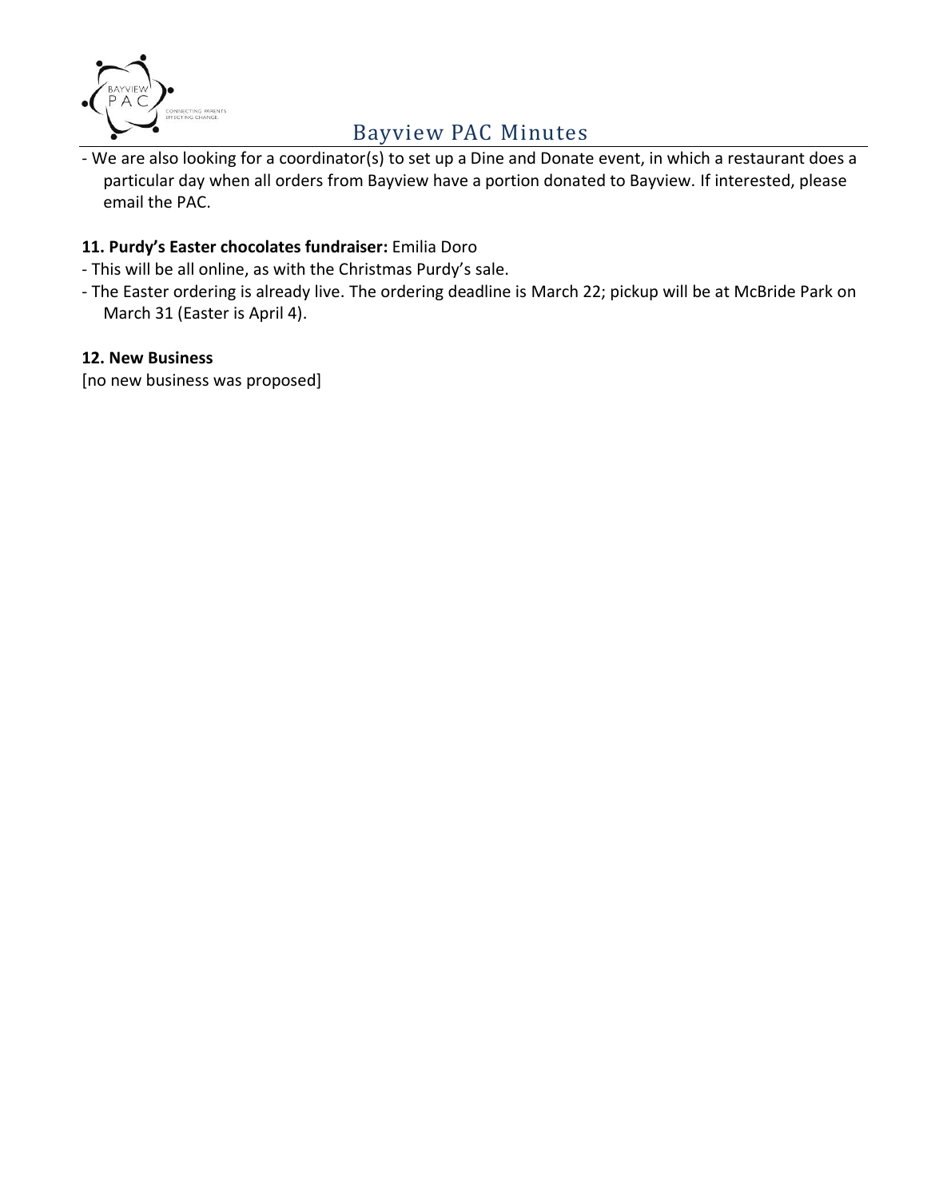- We are also looking for a coordinator(s) to set up a Dine and Donate event, in which a restaurant does a particular day when all orders from Bayview have a portion donated to Bayview. If interested, please email the PAC.

**11. Purdy's Easter chocolates fundraiser:** Emilia Doro

- This will be all online, as with the Christmas Purdy's sale.
- The Easter ordering is already live. The ordering deadline is March 22; pickup will be at McBride Park on March 31 (Easter is April 4).

**12. New Business**

[no new business was proposed]